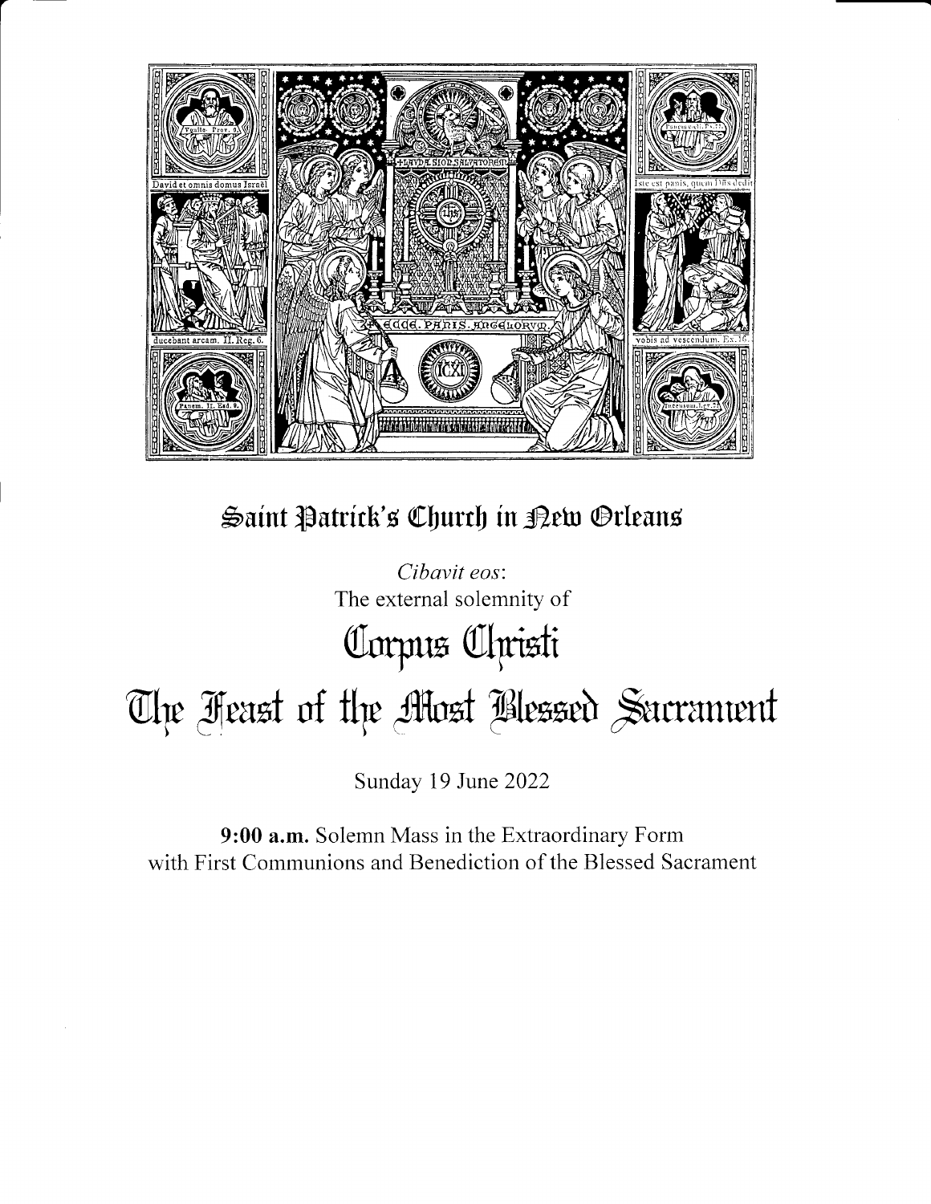# Saint Patrick's Church in New Orleans

*Cibavit eos*:
The external solemnity of

# Corpus Christi
# The Feast of the Most Blessed Sacrament

Sunday 19 June 2022

**9:00 a.m.** Solemn Mass in the Extraordinary Form
with First Communions and Benediction of the Blessed Sacrament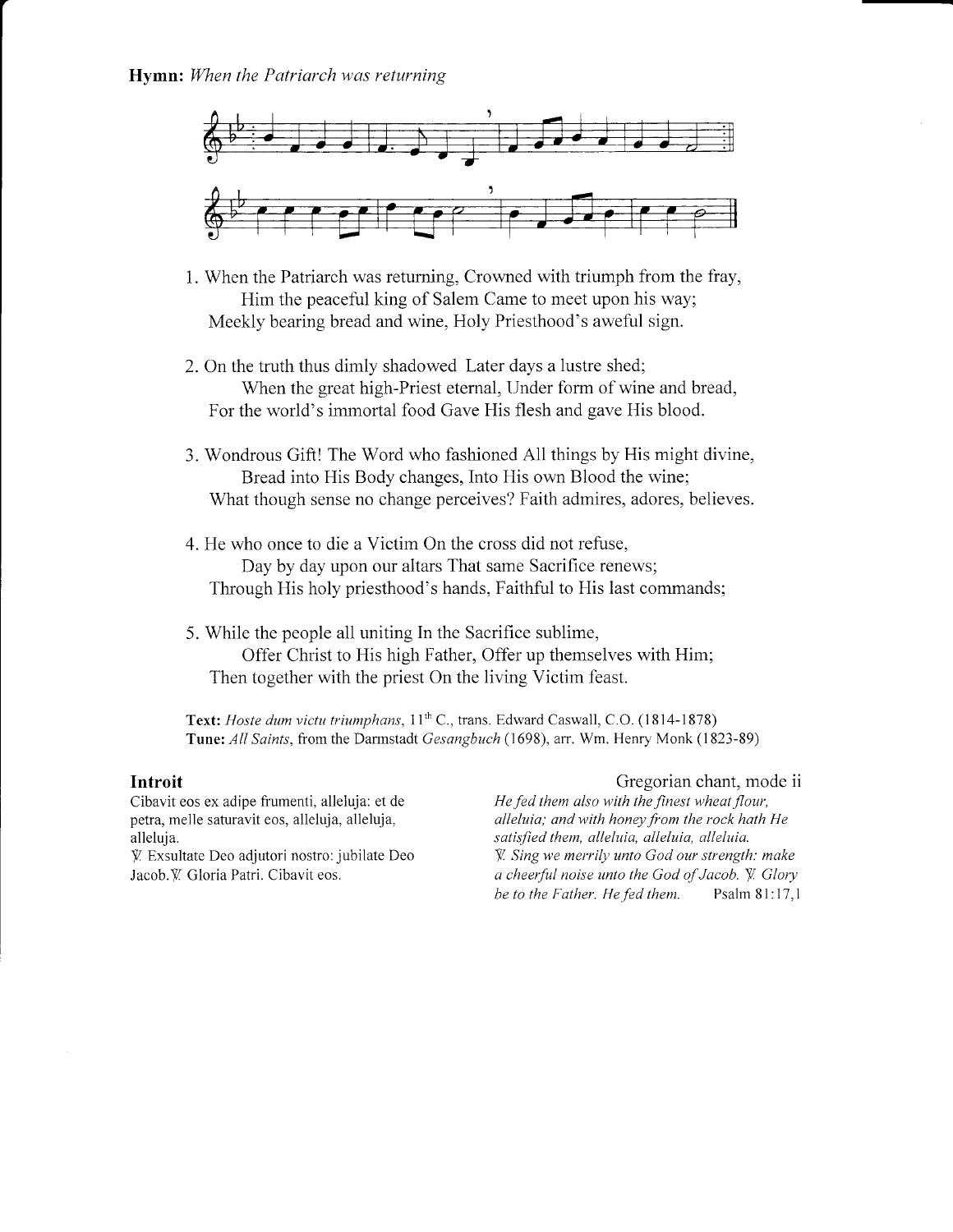**Hymn:** *When the Patriarch was returning*

1. When the Patriarch was returning, Crowned with triumph from the fray,
   Him the peaceful king of Salem Came to meet upon his way;
   Meekly bearing bread and wine, Holy Priesthood's aweful sign.

2. On the truth thus dimly shadowed Later days a lustre shed;
   When the great high-Priest eternal, Under form of wine and bread,
   For the world's immortal food Gave His flesh and gave His blood.

3. Wondrous Gift! The Word who fashioned All things by His might divine,
   Bread into His Body changes, Into His own Blood the wine;
   What though sense no change perceives? Faith admires, adores, believes.

4. He who once to die a Victim On the cross did not refuse,
   Day by day upon our altars That same Sacrifice renews;
   Through His holy priesthood's hands, Faithful to His last commands;

5. While the people all uniting In the Sacrifice sublime,
   Offer Christ to His high Father, Offer up themselves with Him;
   Then together with the priest On the living Victim feast.

**Text:** *Hoste dum victu triumphans*, 11th C., trans. Edward Caswall, C.O. (1814-1878)
**Tune:** *All Saints*, from the Darmstadt *Gesangbuch* (1698), arr. Wm. Henry Monk (1823-89)

### Introit

Gregorian chant, mode ii

Cibavit eos ex adipe frumenti, alleluja: et de petra, melle saturavit eos, alleluja, alleluja, alleluja.
℣. Exsultate Deo adjutori nostro: jubilate Deo Jacob. ℣. Gloria Patri. Cibavit eos.

*He fed them also with the finest wheat flour, alleluia; and with honey from the rock hath He satisfied them, alleluia, alleluia, alleluia.*
*℣. Sing we merrily unto God our strength: make a cheerful noise unto the God of Jacob. ℣. Glory be to the Father. He fed them.* Psalm 81:17,1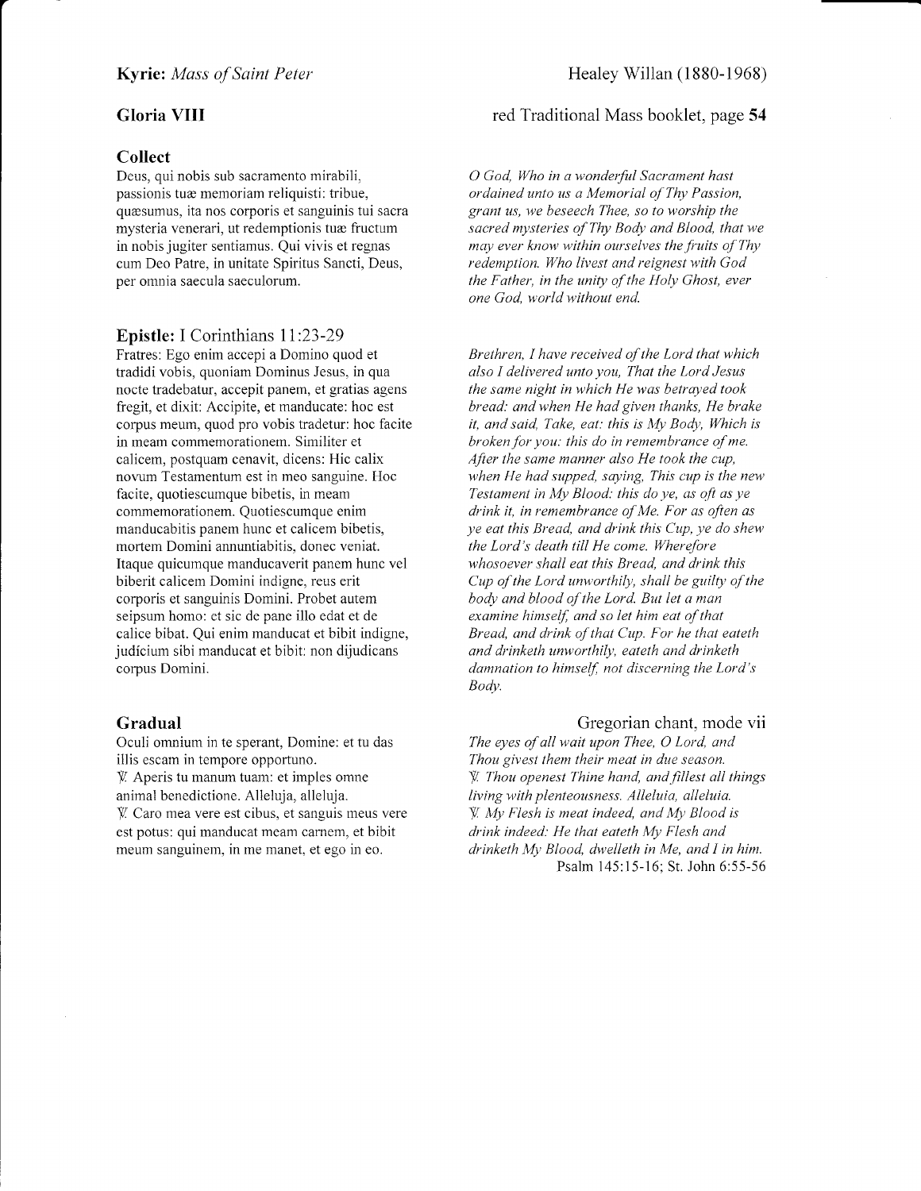**Kyrie:** *Mass of Saint Peter* — Healey Willan (1880-1968)

**Gloria VIII** — red Traditional Mass booklet, page **54**

### Collect

Deus, qui nobis sub sacramento mirabili, passionis tuæ memoriam reliquisti: tribue, quæsumus, ita nos corporis et sanguinis tui sacra mysteria venerari, ut redemptionis tuæ fructum in nobis jugiter sentiamus. Qui vivis et regnas cum Deo Patre, in unitate Spiritus Sancti, Deus, per omnia saecula saeculorum.

*O God, Who in a wonderful Sacrament hast ordained unto us a Memorial of Thy Passion, grant us, we beseech Thee, so to worship the sacred mysteries of Thy Body and Blood, that we may ever know within ourselves the fruits of Thy redemption. Who livest and reignest with God the Father, in the unity of the Holy Ghost, ever one God, world without end.*

### Epistle: I Corinthians 11:23-29

Fratres: Ego enim accepi a Domino quod et tradidi vobis, quoniam Dominus Jesus, in qua nocte tradebatur, accepit panem, et gratias agens fregit, et dixit: Accipite, et manducate: hoc est corpus meum, quod pro vobis tradetur: hoc facite in meam commemorationem. Similiter et calicem, postquam cenavit, dicens: Hic calix novum Testamentum est in meo sanguine. Hoc facite, quotiescumque bibetis, in meam commemorationem. Quotiescumque enim manducabitis panem hunc et calicem bibetis, mortem Domini annuntiabitis, donec veniat. Itaque quicumque manducaverit panem hunc vel biberit calicem Domini indigne, reus erit corporis et sanguinis Domini. Probet autem seipsum homo: et sic de pane illo edat et de calice bibat. Qui enim manducat et bibit indigne, judícium sibi manducat et bibit: non dijudicans corpus Domini.

*Brethren, I have received of the Lord that which also I delivered unto you, That the Lord Jesus the same night in which He was betrayed took bread: and when He had given thanks, He brake it, and said, Take, eat: this is My Body, Which is broken for you: this do in remembrance of me. After the same manner also He took the cup, when He had supped, saying, This cup is the new Testament in My Blood: this do ye, as oft as ye drink it, in remembrance of Me. For as often as ye eat this Bread, and drink this Cup, ye do shew the Lord's death till He come. Wherefore whosoever shall eat this Bread, and drink this Cup of the Lord unworthily, shall be guilty of the body and blood of the Lord. But let a man examine himself, and so let him eat of that Bread, and drink of that Cup. For he that eateth and drinketh unworthily, eateth and drinketh damnation to himself, not discerning the Lord's Body.*

### Gradual

Gregorian chant, mode vii

Oculi omnium in te sperant, Domine: et tu das illis escam in tempore opportuno.
℣. Aperis tu manum tuam: et imples omne animal benedictione. Alleluja, alleluja.
℣. Caro mea vere est cibus, et sanguis meus vere est potus: qui manducat meam carnem, et bibit meum sanguinem, in me manet, et ego in eo.

*The eyes of all wait upon Thee, O Lord, and Thou givest them their meat in due season.*
*℣. Thou openest Thine hand, and fillest all things living with plenteousness. Alleluia, alleluia.*
*℣. My Flesh is meat indeed, and My Blood is drink indeed: He that eateth My Flesh and drinketh My Blood, dwelleth in Me, and I in him.*

Psalm 145:15-16; St. John 6:55-56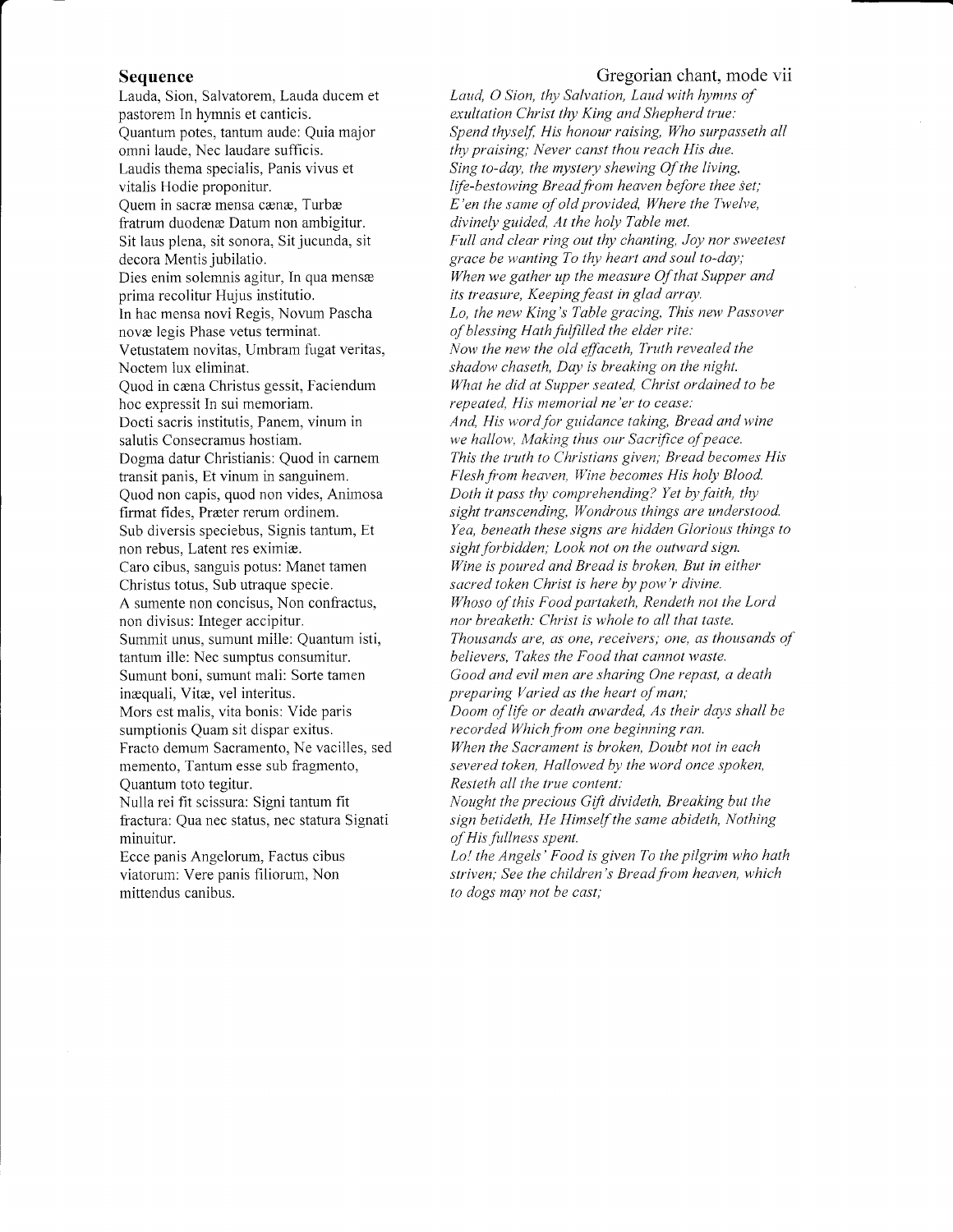## Sequence

Gregorian chant, mode vii

Lauda, Sion, Salvatorem, Lauda ducem et pastorem In hymnis et canticis.
Quantum potes, tantum aude: Quia major omni laude, Nec laudare sufficis.
Laudis thema specialis, Panis vivus et vitalis Hodie proponitur.
Quem in sacræ mensa cænæ, Turbæ fratrum duodenæ Datum non ambigitur.
Sit laus plena, sit sonora, Sit jucunda, sit decora Mentis jubilatio.
Dies enim solemnis agitur, In qua mensæ prima recolitur Hujus institutio.
In hac mensa novi Regis, Novum Pascha novæ legis Phase vetus terminat.
Vetustatem novitas, Umbram fugat veritas, Noctem lux eliminat.
Quod in cæna Christus gessit, Faciendum hoc expressit In sui memoriam.
Docti sacris institutis, Panem, vinum in salutis Consecramus hostiam.
Dogma datur Christianis: Quod in carnem transit panis, Et vinum in sanguinem.
Quod non capis, quod non vides, Animosa firmat fides, Præter rerum ordinem.
Sub diversis speciebus, Signis tantum, Et non rebus, Latent res eximiæ.
Caro cibus, sanguis potus: Manet tamen Christus totus, Sub utraque specie.
A sumente non concisus, Non confractus, non divisus: Integer accipitur.
Summit unus, sumunt mille: Quantum isti, tantum ille: Nec sumptus consumitur.
Sumunt boni, sumunt mali: Sorte tamen inæquali, Vitæ, vel interitus.
Mors est malis, vita bonis: Vide paris sumptionis Quam sit dispar exitus.
Fracto demum Sacramento, Ne vacilles, sed memento, Tantum esse sub fragmento, Quantum toto tegitur.
Nulla rei fit scissura: Signi tantum fit fractura: Qua nec status, nec statura Signati minuitur.
Ecce panis Angelorum, Factus cibus viatorum: Vere panis filiorum, Non mittendus canibus.

*Laud, O Sion, thy Salvation, Laud with hymns of exultation Christ thy King and Shepherd true:*
*Spend thyself, His honour raising, Who surpasseth all thy praising; Never canst thou reach His due.*
*Sing to-day, the mystery shewing Of the living, life-bestowing Bread from heaven before thee set;*
*E'en the same of old provided, Where the Twelve, divinely guided, At the holy Table met.*
*Full and clear ring out thy chanting, Joy nor sweetest grace be wanting To thy heart and soul to-day;*
*When we gather up the measure Of that Supper and its treasure, Keeping feast in glad array.*
*Lo, the new King's Table gracing, This new Passover of blessing Hath fulfilled the elder rite:*
*Now the new the old effaceth, Truth revealed the shadow chaseth, Day is breaking on the night.*
*What he did at Supper seated, Christ ordained to be repeated, His memorial ne'er to cease:*
*And, His word for guidance taking, Bread and wine we hallow, Making thus our Sacrifice of peace.*
*This the truth to Christians given; Bread becomes His Flesh from heaven, Wine becomes His holy Blood.*
*Doth it pass thy comprehending? Yet by faith, thy sight transcending, Wondrous things are understood.*
*Yea, beneath these signs are hidden Glorious things to sight forbidden; Look not on the outward sign.*
*Wine is poured and Bread is broken, But in either sacred token Christ is here by pow'r divine.*
*Whoso of this Food partaketh, Rendeth not the Lord nor breaketh: Christ is whole to all that taste.*
*Thousands are, as one, receivers; one, as thousands of believers, Takes the Food that cannot waste.*
*Good and evil men are sharing One repast, a death preparing Varied as the heart of man;*
*Doom of life or death awarded, As their days shall be recorded Which from one beginning ran.*
*When the Sacrament is broken, Doubt not in each severed token, Hallowed by the word once spoken, Resteth all the true content:*
*Nought the precious Gift divideth, Breaking but the sign betideth, He Himself the same abideth, Nothing of His fullness spent.*
*Lo! the Angels' Food is given To the pilgrim who hath striven; See the children's Bread from heaven, which to dogs may not be cast;*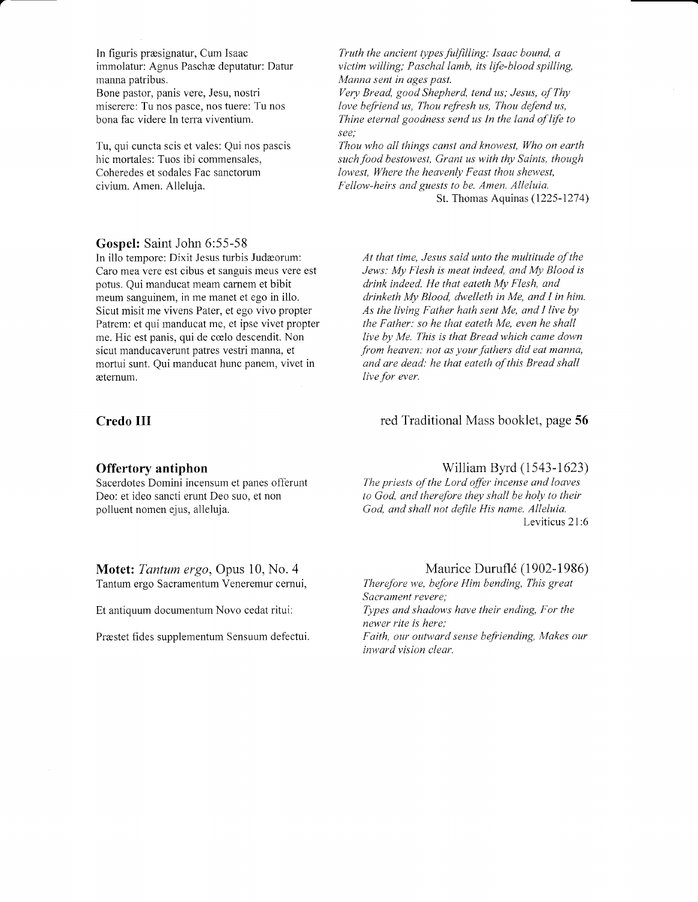In figuris præsignatur, Cum Isaac immolatur: Agnus Paschæ deputatur: Datur manna patribus.
Bone pastor, panis vere, Jesu, nostri miserere: Tu nos pasce, nos tuere: Tu nos bona fac videre In terra viventium.

Tu, qui cuncta scis et vales: Qui nos pascis hic mortales: Tuos ibi commensales, Coheredes et sodales Fac sanctorum civium. Amen. Alleluja.

*Truth the ancient types fulfilling: Isaac bound, a victim willing; Paschal lamb, its life-blood spilling, Manna sent in ages past.*
*Very Bread, good Shepherd, tend us; Jesus, of Thy love befriend us, Thou refresh us, Thou defend us, Thine eternal goodness send us In the land of life to see;*
*Thou who all things canst and knowest, Who on earth such food bestowest, Grant us with thy Saints, though lowest, Where the heavenly Feast thou shewest, Fellow-heirs and guests to be. Amen. Alleluia.*

St. Thomas Aquinas (1225-1274)

**Gospel:** Saint John 6:55-58

In illo tempore: Dixit Jesus turbis Judæorum: Caro mea vere est cibus et sanguis meus vere est potus. Qui manducat meam carnem et bibit meum sanguinem, in me manet et ego in illo. Sicut misit me vivens Pater, et ego vivo propter Patrem: et qui manducat me, et ipse vivet propter me. Hic est panis, qui de cœlo descendit. Non sicut manducaverunt patres vestri manna, et mortui sunt. Qui manducat hunc panem, vivet in æternum.

*At that time, Jesus said unto the multitude of the Jews: My Flesh is meat indeed, and My Blood is drink indeed. He that eateth My Flesh, and drinketh My Blood, dwelleth in Me, and I in him. As the living Father hath sent Me, and I live by the Father: so he that eateth Me, even he shall live by Me. This is that Bread which came down from heaven: not as your fathers did eat manna, and are dead: he that eateth of this Bread shall live for ever.*

**Credo III**

red Traditional Mass booklet, page **56**

**Offertory antiphon**

William Byrd (1543-1623)

Sacerdotes Domini incensum et panes offerunt Deo: et ideo sancti erunt Deo suo, et non polluent nomen ejus, alleluja.

*The priests of the Lord offer incense and loaves to God, and therefore they shall be holy to their God, and shall not defile His name. Alleluia.*

Leviticus 21:6

**Motet:** *Tantum ergo*, Opus 10, No. 4

Maurice Duruflé (1902-1986)

Tantum ergo Sacramentum Veneremur cernui,

Et antiquum documentum Novo cedat ritui:

Præstet fides supplementum Sensuum defectui.

*Therefore we, before Him bending, This great Sacrament revere;*
*Types and shadows have their ending, For the newer rite is here;*
*Faith, our outward sense befriending, Makes our inward vision clear.*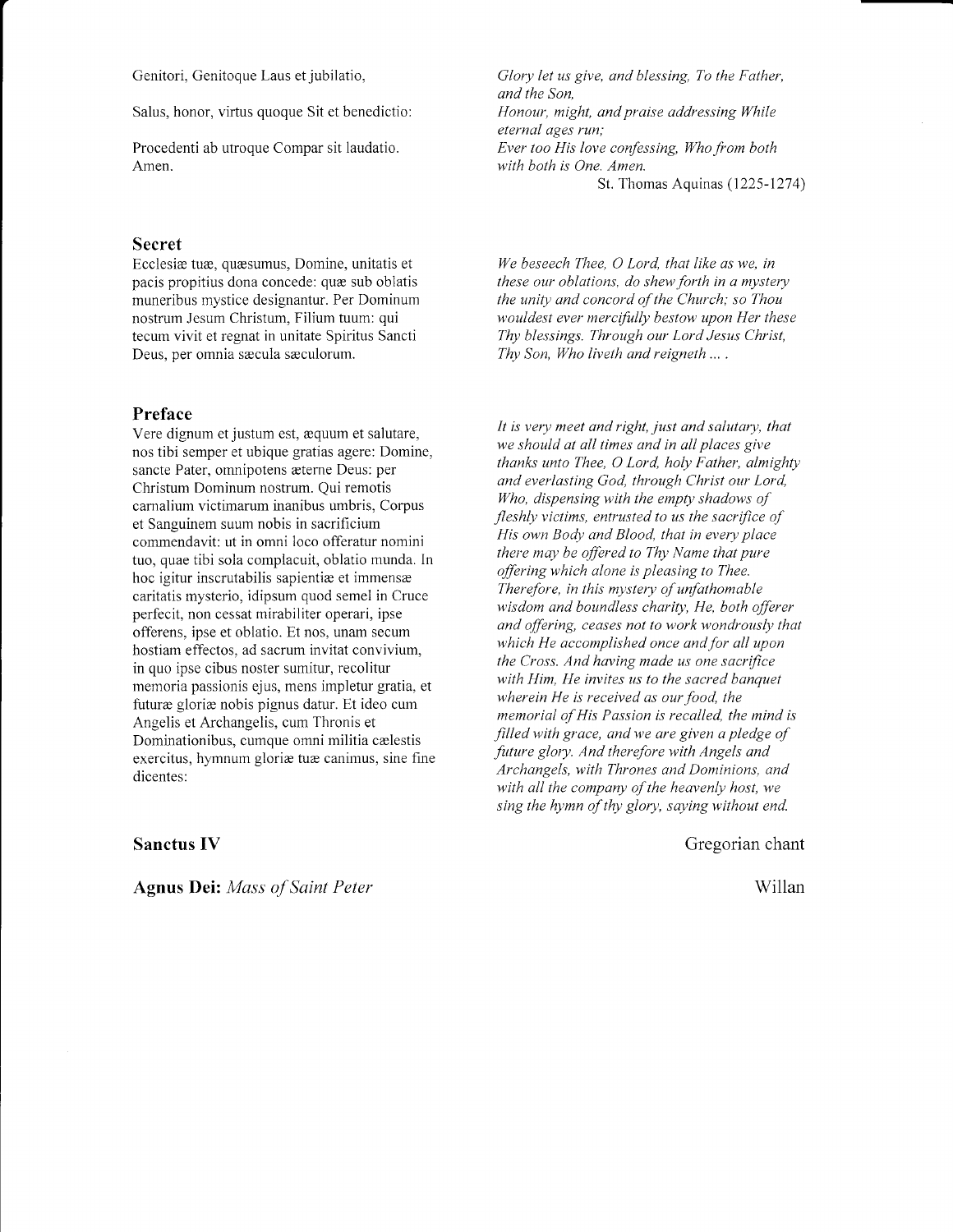Genitori, Genitoque Laus et jubilatio,

Salus, honor, virtus quoque Sit et benedictio:

Procedenti ab utroque Compar sit laudatio. Amen.

*Glory let us give, and blessing, To the Father, and the Son,*
*Honour, might, and praise addressing While eternal ages run;*
*Ever too His love confessing, Who from both with both is One. Amen.*

St. Thomas Aquinas (1225-1274)

## Secret

Ecclesiæ tuæ, quæsumus, Domine, unitatis et pacis propitius dona concede: quæ sub oblatis muneribus mystice designantur. Per Dominum nostrum Jesum Christum, Filium tuum: qui tecum vivit et regnat in unitate Spiritus Sancti Deus, per omnia sæcula sæculorum.

*We beseech Thee, O Lord, that like as we, in these our oblations, do shew forth in a mystery the unity and concord of the Church; so Thou wouldest ever mercifully bestow upon Her these Thy blessings. Through our Lord Jesus Christ, Thy Son, Who liveth and reigneth ... .*

## Preface

Vere dignum et justum est, æquum et salutare, nos tibi semper et ubique gratias agere: Domine, sancte Pater, omnipotens æterne Deus: per Christum Dominum nostrum. Qui remotis carnalium victimarum inanibus umbris, Corpus et Sanguinem suum nobis in sacrificium commendavit: ut in omni loco offeratur nomini tuo, quae tibi sola complacuit, oblatio munda. In hoc igitur inscrutabilis sapientiæ et immensæ caritatis mysterio, idipsum quod semel in Cruce perfecit, non cessat mirabiliter operari, ipse offerens, ipse et oblatio. Et nos, unam secum hostiam effectos, ad sacrum invitat convivium, in quo ipse cibus noster sumitur, recolitur memoria passionis ejus, mens impletur gratia, et futuræ gloriæ nobis pignus datur. Et ideo cum Angelis et Archangelis, cum Thronis et Dominationibus, cumque omni militia cælestis exercitus, hymnum gloriæ tuæ canimus, sine fine dicentes:

*It is very meet and right, just and salutary, that we should at all times and in all places give thanks unto Thee, O Lord, holy Father, almighty and everlasting God, through Christ our Lord, Who, dispensing with the empty shadows of fleshly victims, entrusted to us the sacrifice of His own Body and Blood, that in every place there may be offered to Thy Name that pure offering which alone is pleasing to Thee. Therefore, in this mystery of unfathomable wisdom and boundless charity, He, both offerer and offering, ceases not to work wondrously that which He accomplished once and for all upon the Cross. And having made us one sacrifice with Him, He invites us to the sacred banquet wherein He is received as our food, the memorial of His Passion is recalled, the mind is filled with grace, and we are given a pledge of future glory. And therefore with Angels and Archangels, with Thrones and Dominions, and with all the company of the heavenly host, we sing the hymn of thy glory, saying without end.*

## Sanctus IV

Gregorian chant

**Agnus Dei:** *Mass of Saint Peter*

Willan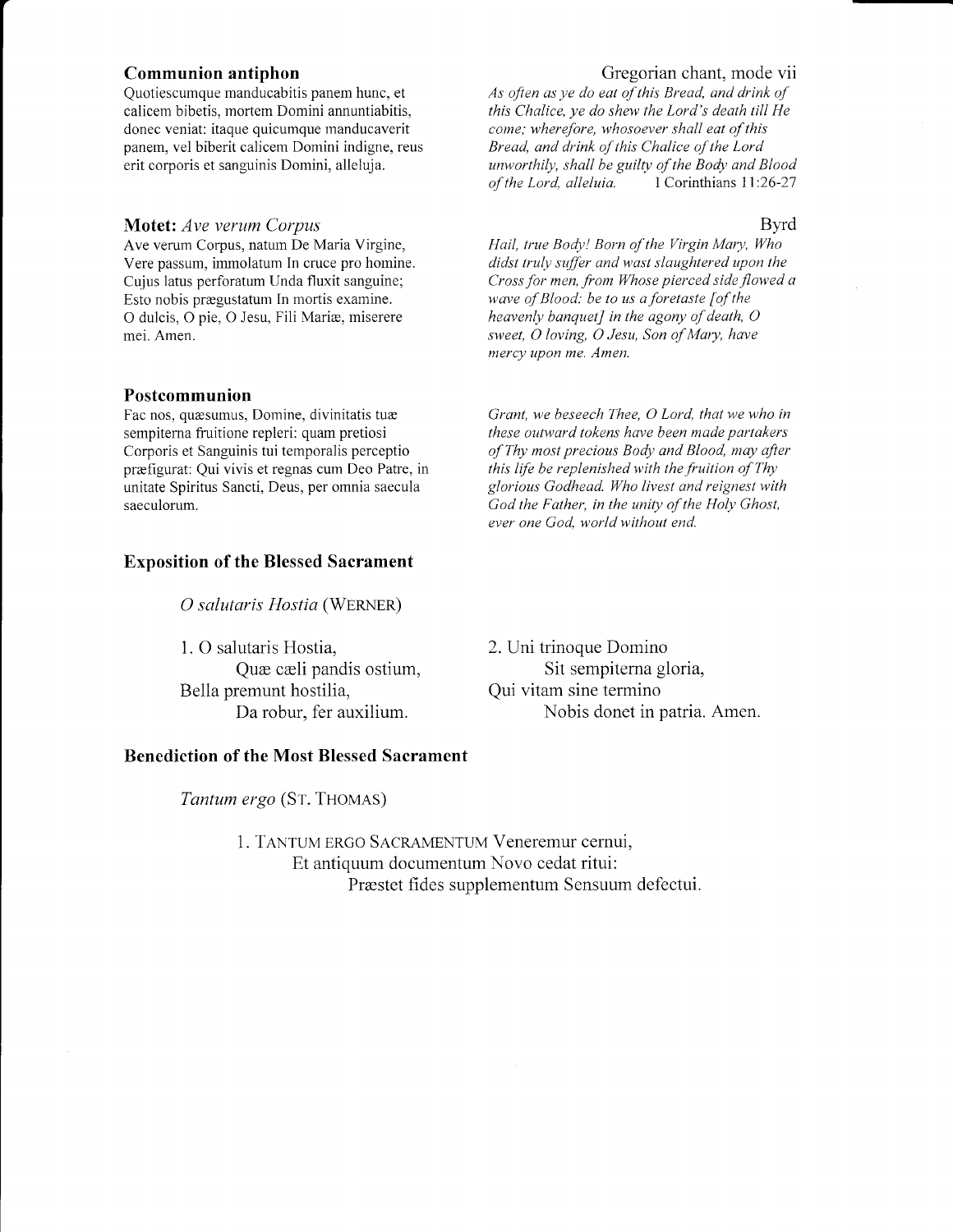### Communion antiphon

Gregorian chant, mode vii

Quotiescumque manducabitis panem hunc, et calicem bibetis, mortem Domini annuntiabitis, donec veniat: itaque quicumque manducaverit panem, vel biberit calicem Domini indigne, reus erit corporis et sanguinis Domini, alleluja.

*As often as ye do eat of this Bread, and drink of this Chalice, ye do shew the Lord's death till He come; wherefore, whosoever shall eat of this Bread, and drink of this Chalice of the Lord unworthily, shall be guilty of the Body and Blood of the Lord, alleluia.* 1 Corinthians 11:26-27

### Motet: *Ave verum Corpus*

Byrd

Ave verum Corpus, natum De Maria Virgine, Vere passum, immolatum In cruce pro homine. Cujus latus perforatum Unda fluxit sanguine; Esto nobis prægustatum In mortis examine. O dulcis, O pie, O Jesu, Fili Mariæ, miserere mei. Amen.

*Hail, true Body! Born of the Virgin Mary, Who didst truly suffer and wast slaughtered upon the Cross for men, from Whose pierced side flowed a wave of Blood: be to us a foretaste [of the heavenly banquet] in the agony of death, O sweet, O loving, O Jesu, Son of Mary, have mercy upon me. Amen.*

### Postcommunion

Fac nos, quæsumus, Domine, divinitatis tuæ sempiterna fruitione repleri: quam pretiosi Corporis et Sanguinis tui temporalis perceptio præfigurat: Qui vivis et regnas cum Deo Patre, in unitate Spiritus Sancti, Deus, per omnia saecula saeculorum.

*Grant, we beseech Thee, O Lord, that we who in these outward tokens have been made partakers of Thy most precious Body and Blood, may after this life be replenished with the fruition of Thy glorious Godhead. Who livest and reignest with God the Father, in the unity of the Holy Ghost, ever one God, world without end.*

## Exposition of the Blessed Sacrament

*O salutaris Hostia* (WERNER)

1. O salutaris Hostia,
   Quæ cæli pandis ostium,
   Bella premunt hostilia,
   Da robur, fer auxilium.

2. Uni trinoque Domino
   Sit sempiterna gloria,
   Qui vitam sine termino
   Nobis donet in patria. Amen.

## Benediction of the Most Blessed Sacrament

*Tantum ergo* (ST. THOMAS)

1. TANTUM ERGO SACRAMENTUM Veneremur cernui,
   Et antiquum documentum Novo cedat ritui:
   Præstet fides supplementum Sensuum defectui.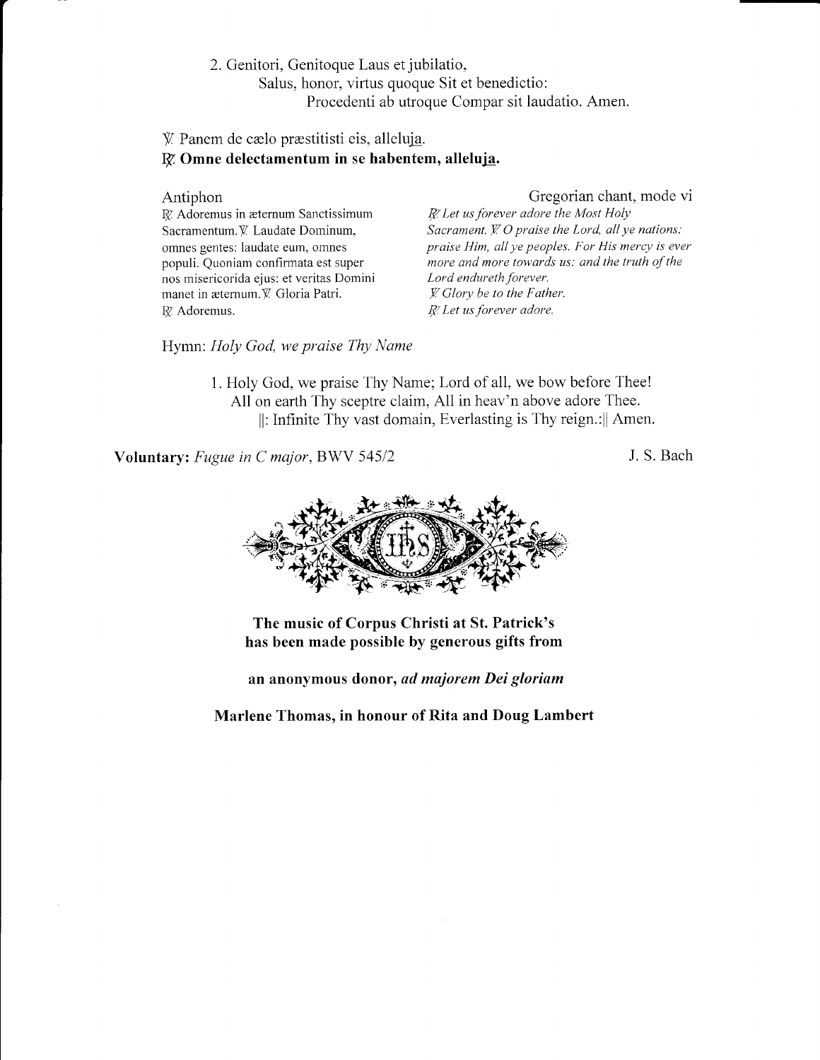2. Genitori, Genitoque Laus et jubilatio,
Salus, honor, virtus quoque Sit et benedictio:
Procedenti ab utroque Compar sit laudatio. Amen.

℣ Panem de cælo præstitisti eis, alleluja.
**℟ Omne delectamentum in se habentem, alleluja.**

Antiphon — Gregorian chant, mode vi

℟ Adoremus in æternum Sanctissimum Sacramentum. ℣ Laudate Dominum, omnes gentes: laudate eum, omnes populi. Quoniam confirmata est super nos misericorida ejus: et veritas Domini manet in æternum. ℣ Gloria Patri.
℟ Adoremus.

*℟ Let us forever adore the Most Holy Sacrament. ℣ O praise the Lord, all ye nations: praise Him, all ye peoples. For His mercy is ever more and more towards us: and the truth of the Lord endureth forever.*
*℣ Glory be to the Father.*
*℟ Let us forever adore.*

Hymn: *Holy God, we praise Thy Name*

1. Holy God, we praise Thy Name; Lord of all, we bow before Thee!
All on earth Thy sceptre claim, All in heav'n above adore Thee.
||: Infinite Thy vast domain, Everlasting is Thy reign.:|| Amen.

**Voluntary:** *Fugue in C major*, BWV 545/2 — J. S. Bach

**The music of Corpus Christi at St. Patrick's has been made possible by generous gifts from**

**an anonymous donor, *ad majorem Dei gloriam***

**Marlene Thomas, in honour of Rita and Doug Lambert**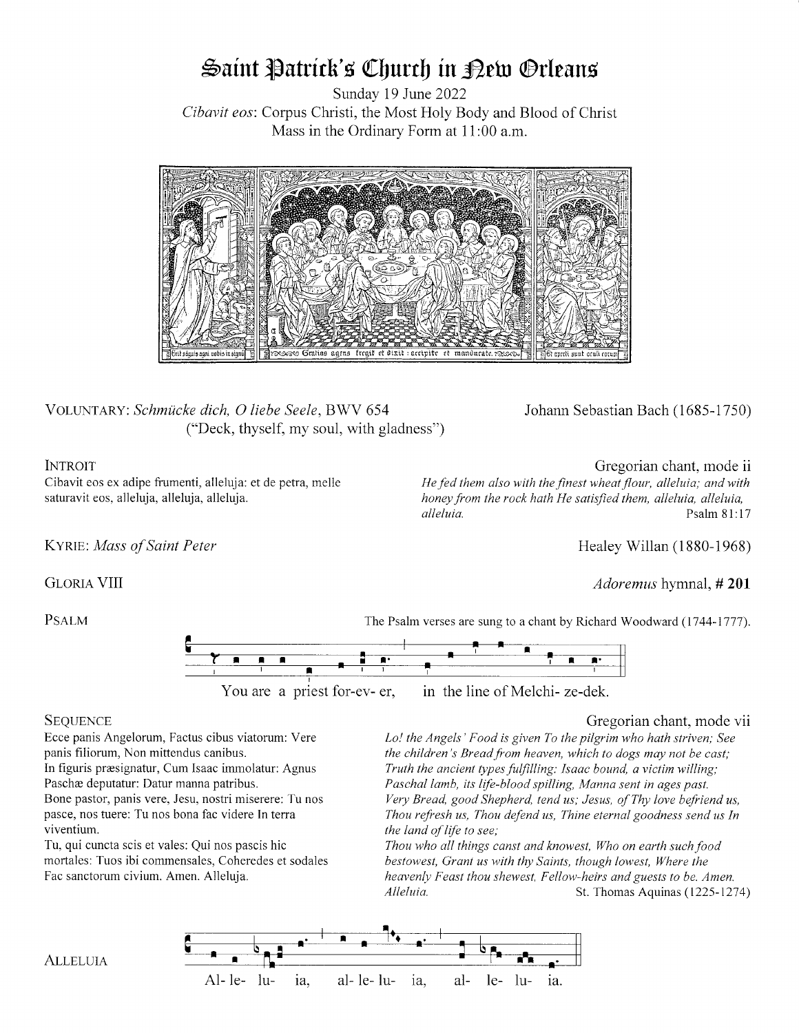# Saint Patrick's Church in New Orleans

Sunday 19 June 2022

*Cibavit eos*: Corpus Christi, the Most Holy Body and Blood of Christ

Mass in the Ordinary Form at 11:00 a.m.

Erit sanguis agni vobis in signum | Gratias agens fregit et dixit: accipite et manducate. | Et aperti sunt oculi eorum

VOLUNTARY: *Schmücke dich, O liebe Seele*, BWV 654 ("Deck, thyself, my soul, with gladness") — Johann Sebastian Bach (1685-1750)

INTROIT — Gregorian chant, mode ii

Cibavit eos ex adipe frumenti, alleluja: et de petra, melle saturavit eos, alleluja, alleluja, alleluja.

*He fed them also with the finest wheat flour, alleluia; and with honey from the rock hath He satisfied them, alleluia, alleluia, alleluia.* Psalm 81:17

KYRIE: *Mass of Saint Peter* — Healey Willan (1880-1968)

GLORIA VIII — *Adoremus* hymnal, **# 201**

PSALM — The Psalm verses are sung to a chant by Richard Woodward (1744-1777).

You are a priest for-ev- er, in the line of Melchi- ze-dek.

SEQUENCE — Gregorian chant, mode vii

Ecce panis Angelorum, Factus cibus viatorum: Vere panis filiorum, Non mittendus canibus.
In figuris præsignatur, Cum Isaac immolatur: Agnus Paschæ deputatur: Datur manna patribus.
Bone pastor, panis vere, Jesu, nostri miserere: Tu nos pasce, nos tuere: Tu nos bona fac videre In terra viventium.
Tu, qui cuncta scis et vales: Qui nos pascis hic mortales: Tuos ibi commensales, Coheredes et sodales Fac sanctorum civium. Amen. Alleluja.

*Lo! the Angels' Food is given To the pilgrim who hath striven; See the children's Bread from heaven, which to dogs may not be cast;*
*Truth the ancient types fulfilling: Isaac bound, a victim willing; Paschal lamb, its life-blood spilling, Manna sent in ages past.*
*Very Bread, good Shepherd, tend us; Jesus, of Thy love befriend us, Thou refresh us, Thou defend us, Thine eternal goodness send us In the land of life to see;*
*Thou who all things canst and knowest, Who on earth such food bestowest, Grant us with thy Saints, though lowest, Where the heavenly Feast thou shewest, Fellow-heirs and guests to be. Amen. Alleluia.*

St. Thomas Aquinas (1225-1274)

ALLELUIA

Al- le- lu- ia, al- le- lu- ia, al- le- lu- ia.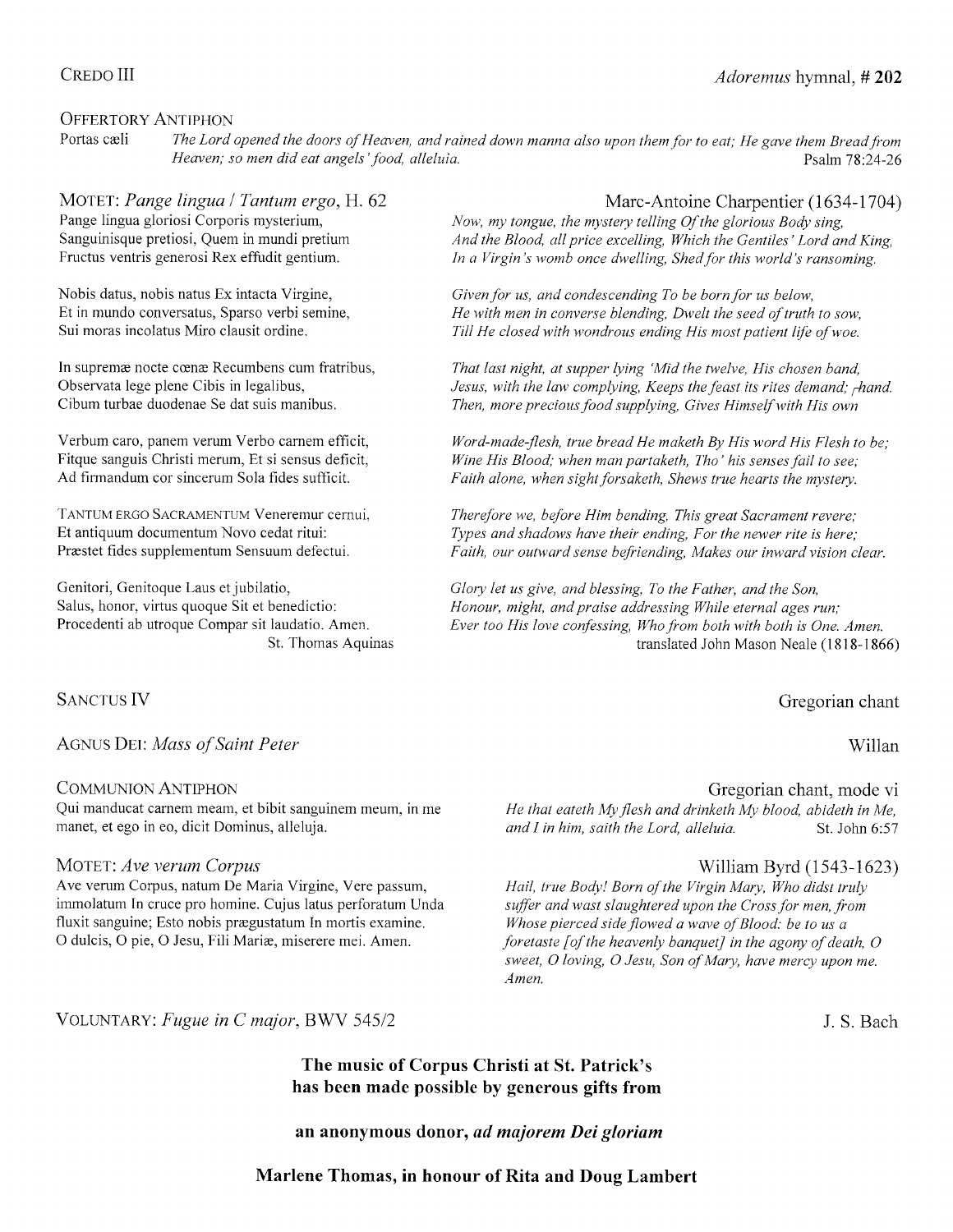CREDO III — *Adoremus* hymnal, # **202**

OFFERTORY ANTIPHON

Portas cæli — *The Lord opened the doors of Heaven, and rained down manna also upon them for to eat; He gave them Bread from Heaven; so men did eat angels' food, alleluia.* Psalm 78:24-26

MOTET: *Pange lingua / Tantum ergo*, H. 62 — Marc-Antoine Charpentier (1634-1704)

Pange lingua gloriosi Corporis mysterium,
Sanguinisque pretiosi, Quem in mundi pretium
Fructus ventris generosi Rex effudit gentium.

*Now, my tongue, the mystery telling Of the glorious Body sing,*
*And the Blood, all price excelling, Which the Gentiles' Lord and King,*
*In a Virgin's womb once dwelling, Shed for this world's ransoming.*

Nobis datus, nobis natus Ex intacta Virgine,
Et in mundo conversatus, Sparso verbi semine,
Sui moras incolatus Miro clausit ordine.

*Given for us, and condescending To be born for us below,*
*He with men in converse blending, Dwelt the seed of truth to sow,*
*Till He closed with wondrous ending His most patient life of woe.*

In supremæ nocte cœnæ Recumbens cum fratribus,
Observata lege plene Cibis in legalibus,
Cibum turbae duodenae Se dat suis manibus.

*That last night, at supper lying 'Mid the twelve, His chosen band,*
*Jesus, with the law complying, Keeps the feast its rites demand;*
*Then, more precious food supplying, Gives Himself with His own hand.*

Verbum caro, panem verum Verbo carnem efficit,
Fitque sanguis Christi merum, Et si sensus deficit,
Ad firmandum cor sincerum Sola fides sufficit.

*Word-made-flesh, true bread He maketh By His word His Flesh to be;*
*Wine His Blood; when man partaketh, Tho' his senses fail to see;*
*Faith alone, when sight forsaketh, Shews true hearts the mystery.*

TANTUM ERGO SACRAMENTUM Veneremur cernui,
Et antiquum documentum Novo cedat ritui:
Præstet fides supplementum Sensuum defectui.

*Therefore we, before Him bending, This great Sacrament revere;*
*Types and shadows have their ending, For the newer rite is here;*
*Faith, our outward sense befriending, Makes our inward vision clear.*

Genitori, Genitoque Laus et jubilatio,
Salus, honor, virtus quoque Sit et benedictio:
Procedenti ab utroque Compar sit laudatio. Amen.
St. Thomas Aquinas

*Glory let us give, and blessing, To the Father, and the Son,*
*Honour, might, and praise addressing While eternal ages run;*
*Ever too His love confessing, Who from both with both is One. Amen.*
translated John Mason Neale (1818-1866)

SANCTUS IV — Gregorian chant

AGNUS DEI: *Mass of Saint Peter* — Willan

COMMUNION ANTIPHON — Gregorian chant, mode vi

Qui manducat carnem meam, et bibit sanguinem meum, in me manet, et ego in eo, dicit Dominus, alleluja.

*He that eateth My flesh and drinketh My blood, abideth in Me, and I in him, saith the Lord, alleluia.* St. John 6:57

MOTET: *Ave verum Corpus* — William Byrd (1543-1623)

Ave verum Corpus, natum De Maria Virgine, Vere passum, immolatum In cruce pro homine. Cujus latus perforatum Unda fluxit sanguine; Esto nobis prægustatum In mortis examine. O dulcis, O pie, O Jesu, Fili Mariæ, miserere mei. Amen.

*Hail, true Body! Born of the Virgin Mary, Who didst truly suffer and wast slaughtered upon the Cross for men, from Whose pierced side flowed a wave of Blood: be to us a foretaste [of the heavenly banquet] in the agony of death, O sweet, O loving, O Jesu, Son of Mary, have mercy upon me. Amen.*

VOLUNTARY: *Fugue in C major*, BWV 545/2 — J. S. Bach

**The music of Corpus Christi at St. Patrick's has been made possible by generous gifts from**

**an anonymous donor, *ad majorem Dei gloriam***

**Marlene Thomas, in honour of Rita and Doug Lambert**